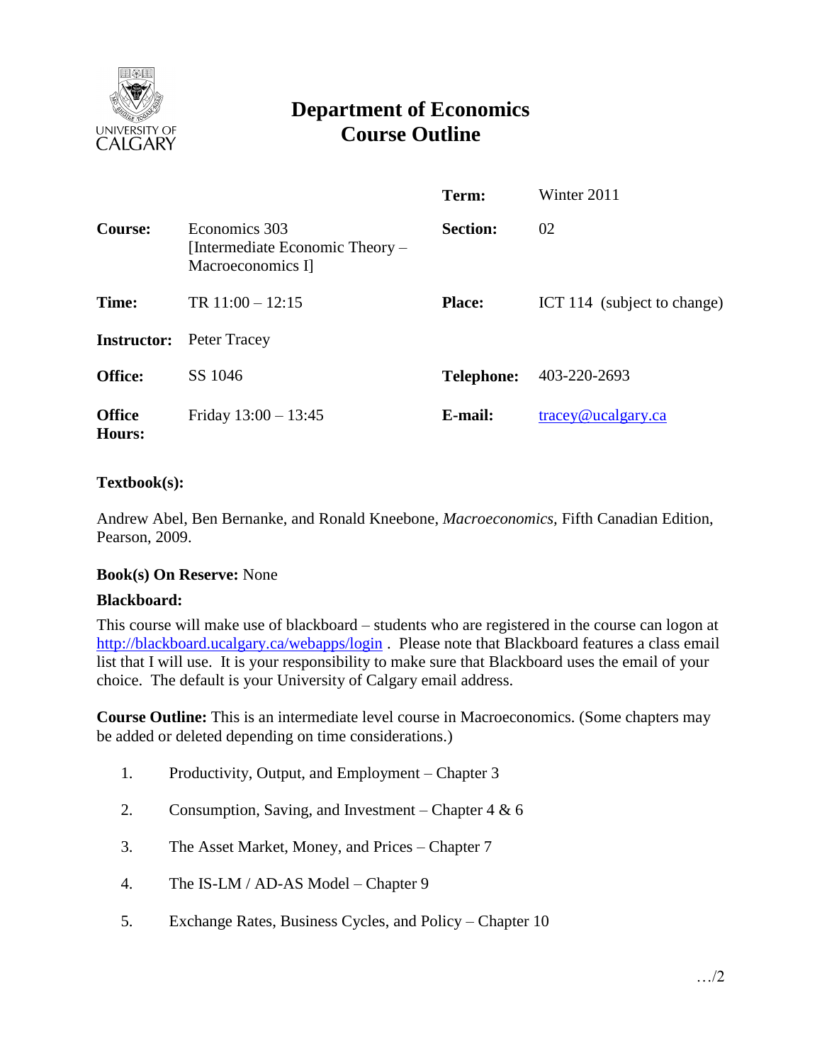# Department of Economics
# Course Outline

| | | | |
|---|---|---|---|
| | | **Term:** | Winter 2011 |
| **Course:** | Economics 303 [Intermediate Economic Theory – Macroeconomics I] | **Section:** | 02 |
| **Time:** | TR 11:00 – 12:15 | **Place:** | ICT 114 (subject to change) |
| **Instructor:** | Peter Tracey | | |
| **Office:** | SS 1046 | **Telephone:** | 403-220-2693 |
| **Office Hours:** | Friday 13:00 – 13:45 | **E-mail:** | tracey@ucalgary.ca |

**Textbook(s):**

Andrew Abel, Ben Bernanke, and Ronald Kneebone, *Macroeconomics*, Fifth Canadian Edition, Pearson, 2009.

**Book(s) On Reserve:** None

**Blackboard:**

This course will make use of blackboard – students who are registered in the course can logon at http://blackboard.ucalgary.ca/webapps/login . Please note that Blackboard features a class email list that I will use. It is your responsibility to make sure that Blackboard uses the email of your choice. The default is your University of Calgary email address.

**Course Outline:** This is an intermediate level course in Macroeconomics. (Some chapters may be added or deleted depending on time considerations.)

1. Productivity, Output, and Employment – Chapter 3
2. Consumption, Saving, and Investment – Chapter 4 & 6
3. The Asset Market, Money, and Prices – Chapter 7
4. The IS-LM / AD-AS Model – Chapter 9
5. Exchange Rates, Business Cycles, and Policy – Chapter 10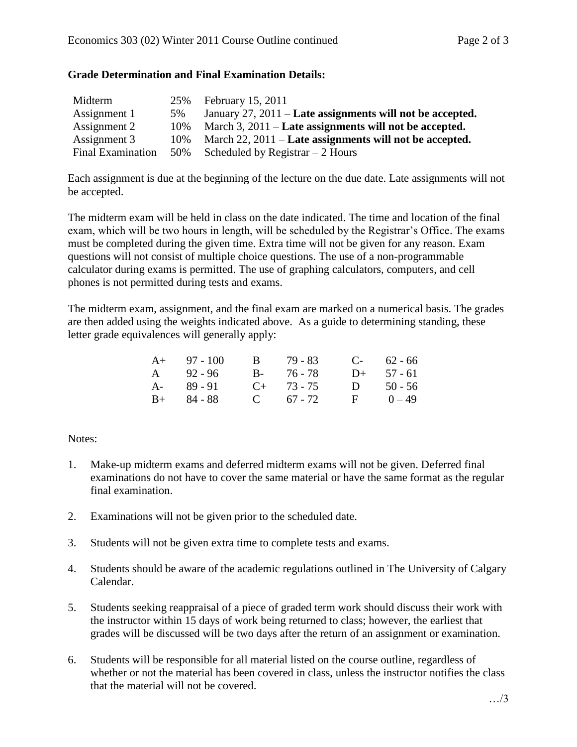**Grade Determination and Final Examination Details:**

| | | |
|---|---|---|
| Midterm | 25% | February 15, 2011 |
| Assignment 1 | 5% | January 27, 2011 – **Late assignments will not be accepted.** |
| Assignment 2 | 10% | March 3, 2011 – **Late assignments will not be accepted.** |
| Assignment 3 | 10% | March 22, 2011 – **Late assignments will not be accepted.** |
| Final Examination | 50% | Scheduled by Registrar – 2 Hours |

Each assignment is due at the beginning of the lecture on the due date. Late assignments will not be accepted.

The midterm exam will be held in class on the date indicated. The time and location of the final exam, which will be two hours in length, will be scheduled by the Registrar's Office. The exams must be completed during the given time. Extra time will not be given for any reason. Exam questions will not consist of multiple choice questions. The use of a non-programmable calculator during exams is permitted. The use of graphing calculators, computers, and cell phones is not permitted during tests and exams.

The midterm exam, assignment, and the final exam are marked on a numerical basis. The grades are then added using the weights indicated above. As a guide to determining standing, these letter grade equivalences will generally apply:

| | | | | | |
|---|---|---|---|---|---|
| A+ | 97 - 100 | B | 79 - 83 | C- | 62 - 66 |
| A | 92 - 96 | B- | 76 - 78 | D+ | 57 - 61 |
| A- | 89 - 91 | C+ | 73 - 75 | D | 50 - 56 |
| B+ | 84 - 88 | C | 67 - 72 | F | 0 – 49 |

Notes:

1. Make-up midterm exams and deferred midterm exams will not be given. Deferred final examinations do not have to cover the same material or have the same format as the regular final examination.

2. Examinations will not be given prior to the scheduled date.

3. Students will not be given extra time to complete tests and exams.

4. Students should be aware of the academic regulations outlined in The University of Calgary Calendar.

5. Students seeking reappraisal of a piece of graded term work should discuss their work with the instructor within 15 days of work being returned to class; however, the earliest that grades will be discussed will be two days after the return of an assignment or examination.

6. Students will be responsible for all material listed on the course outline, regardless of whether or not the material has been covered in class, unless the instructor notifies the class that the material will not be covered.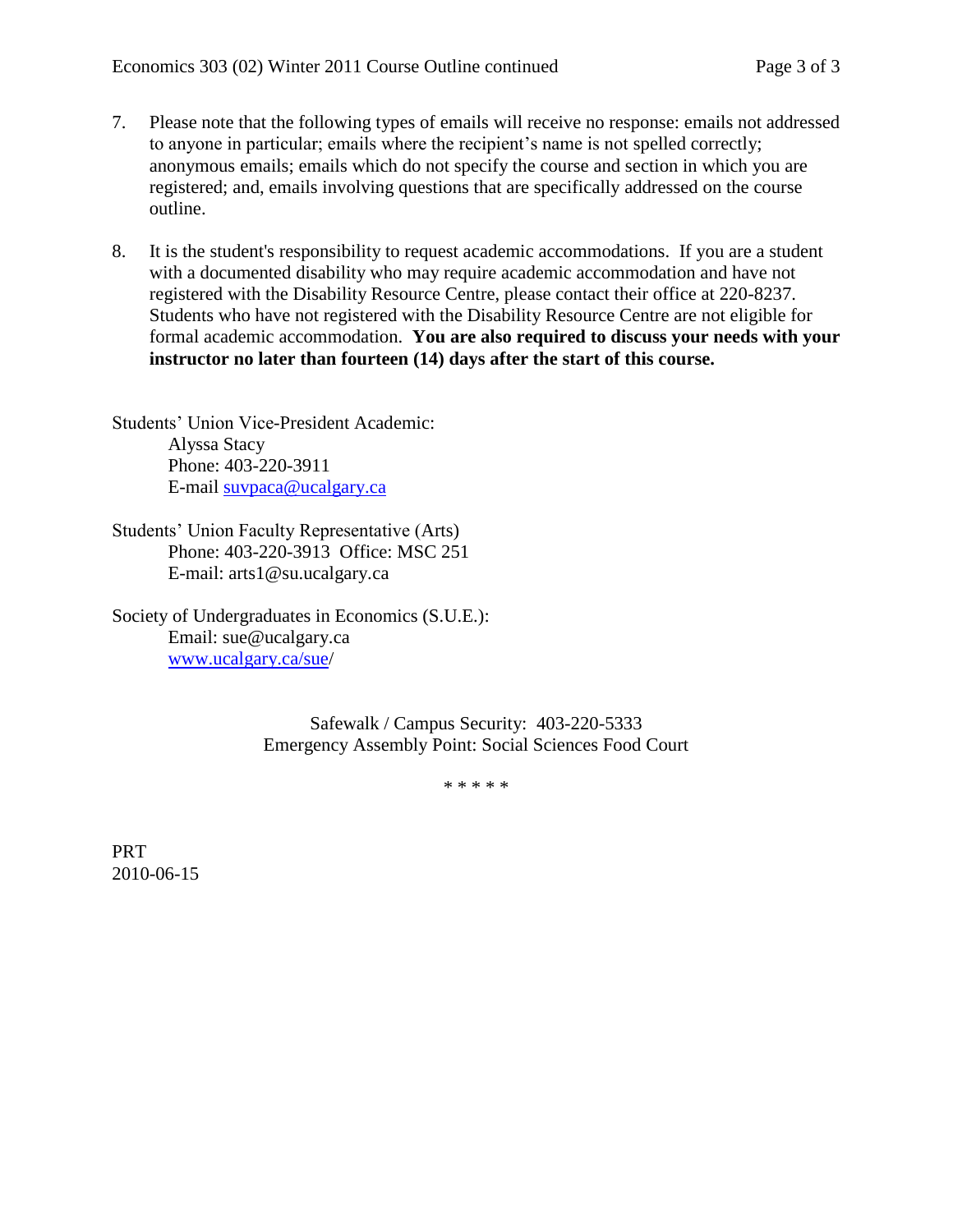7. Please note that the following types of emails will receive no response: emails not addressed to anyone in particular; emails where the recipient's name is not spelled correctly; anonymous emails; emails which do not specify the course and section in which you are registered; and, emails involving questions that are specifically addressed on the course outline.

8. It is the student's responsibility to request academic accommodations. If you are a student with a documented disability who may require academic accommodation and have not registered with the Disability Resource Centre, please contact their office at 220-8237. Students who have not registered with the Disability Resource Centre are not eligible for formal academic accommodation. **You are also required to discuss your needs with your instructor no later than fourteen (14) days after the start of this course.**

Students' Union Vice-President Academic:
Alyssa Stacy
Phone: 403-220-3911
E-mail suvpaca@ucalgary.ca

Students' Union Faculty Representative (Arts)
Phone: 403-220-3913 Office: MSC 251
E-mail: arts1@su.ucalgary.ca

Society of Undergraduates in Economics (S.U.E.):
Email: sue@ucalgary.ca
www.ucalgary.ca/sue/

Safewalk / Campus Security: 403-220-5333
Emergency Assembly Point: Social Sciences Food Court

* * * * *

PRT
2010-06-15